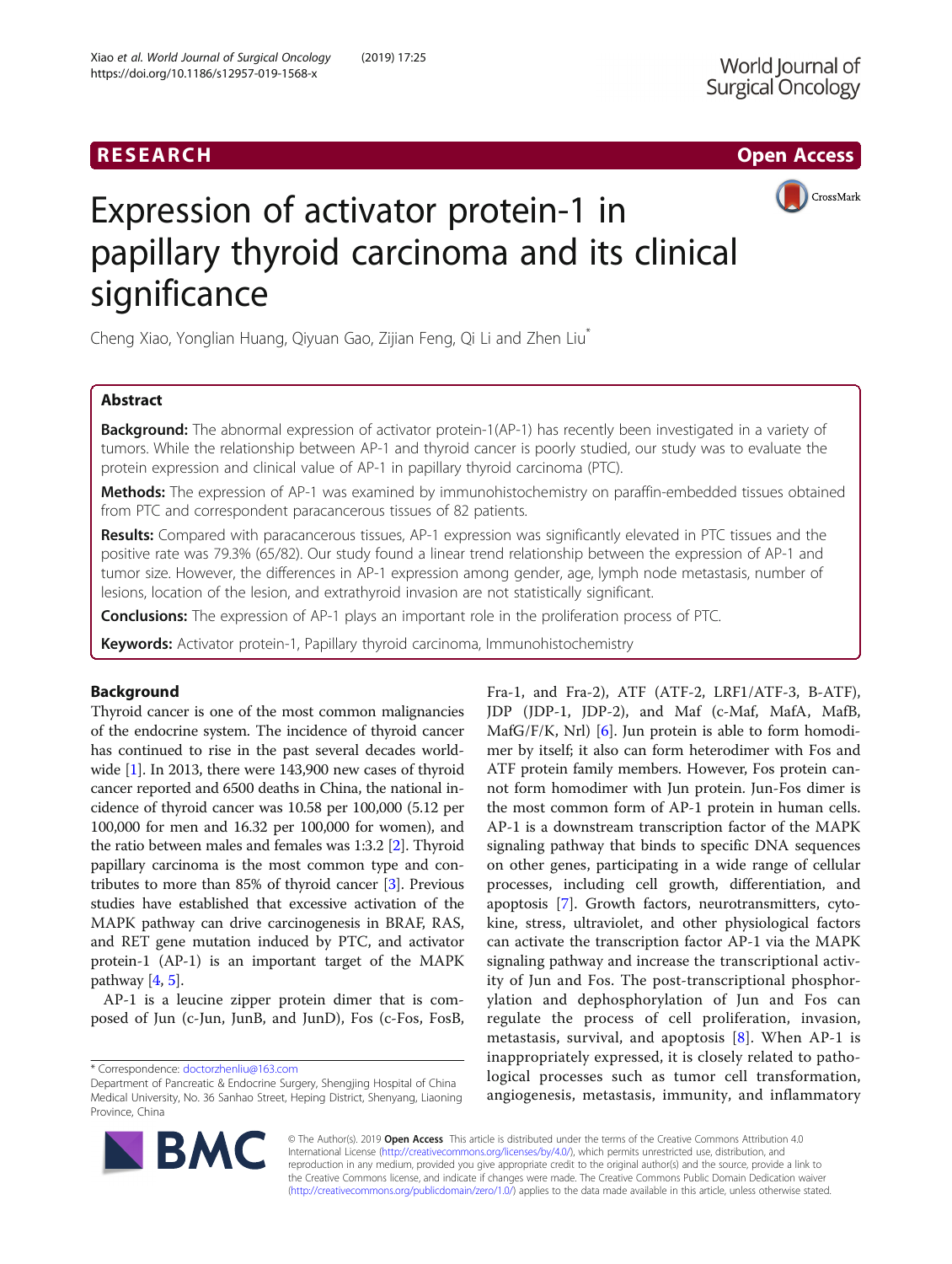RESEARCH

Open Access

# Expression of activator protein-1 in papillary thyroid carcinoma and its clinical significance

Cheng Xiao, Yonglian Huang, Qiyuan Gao, Zijian Feng, Qi Li and Zhen Liu*

## Abstract

**Background:** The abnormal expression of activator protein-1(AP-1) has recently been investigated in a variety of tumors. While the relationship between AP-1 and thyroid cancer is poorly studied, our study was to evaluate the protein expression and clinical value of AP-1 in papillary thyroid carcinoma (PTC).

**Methods:** The expression of AP-1 was examined by immunohistochemistry on paraffin-embedded tissues obtained from PTC and correspondent paracancerous tissues of 82 patients.

**Results:** Compared with paracancerous tissues, AP-1 expression was significantly elevated in PTC tissues and the positive rate was 79.3% (65/82). Our study found a linear trend relationship between the expression of AP-1 and tumor size. However, the differences in AP-1 expression among gender, age, lymph node metastasis, number of lesions, location of the lesion, and extrathyroid invasion are not statistically significant.

**Conclusions:** The expression of AP-1 plays an important role in the proliferation process of PTC.

**Keywords:** Activator protein-1, Papillary thyroid carcinoma, Immunohistochemistry

## Background

Thyroid cancer is one of the most common malignancies of the endocrine system. The incidence of thyroid cancer has continued to rise in the past several decades worldwide [1]. In 2013, there were 143,900 new cases of thyroid cancer reported and 6500 deaths in China, the national incidence of thyroid cancer was 10.58 per 100,000 (5.12 per 100,000 for men and 16.32 per 100,000 for women), and the ratio between males and females was 1:3.2 [2]. Thyroid papillary carcinoma is the most common type and contributes to more than 85% of thyroid cancer [3]. Previous studies have established that excessive activation of the MAPK pathway can drive carcinogenesis in BRAF, RAS, and RET gene mutation induced by PTC, and activator protein-1 (AP-1) is an important target of the MAPK pathway [4, 5].

AP-1 is a leucine zipper protein dimer that is composed of Jun (c-Jun, JunB, and JunD), Fos (c-Fos, FosB, Fra-1, and Fra-2), ATF (ATF-2, LRF1/ATF-3, B-ATF), JDP (JDP-1, JDP-2), and Maf (c-Maf, MafA, MafB, MafG/F/K, Nrl) [6]. Jun protein is able to form homodimer by itself; it also can form heterodimer with Fos and ATF protein family members. However, Fos protein cannot form homodimer with Jun protein. Jun-Fos dimer is the most common form of AP-1 protein in human cells. AP-1 is a downstream transcription factor of the MAPK signaling pathway that binds to specific DNA sequences on other genes, participating in a wide range of cellular processes, including cell growth, differentiation, and apoptosis [7]. Growth factors, neurotransmitters, cytokine, stress, ultraviolet, and other physiological factors can activate the transcription factor AP-1 via the MAPK signaling pathway and increase the transcriptional activity of Jun and Fos. The post-transcriptional phosphorylation and dephosphorylation of Jun and Fos can regulate the process of cell proliferation, invasion, metastasis, survival, and apoptosis [8]. When AP-1 is inappropriately expressed, it is closely related to pathological processes such as tumor cell transformation, angiogenesis, metastasis, immunity, and inflammatory

* Correspondence: doctorzhenliu@163.com
Department of Pancreatic & Endocrine Surgery, Shengjing Hospital of China Medical University, No. 36 Sanhao Street, Heping District, Shenyang, Liaoning Province, China

© The Author(s). 2019 **Open Access** This article is distributed under the terms of the Creative Commons Attribution 4.0 International License (http://creativecommons.org/licenses/by/4.0/), which permits unrestricted use, distribution, and reproduction in any medium, provided you give appropriate credit to the original author(s) and the source, provide a link to the Creative Commons license, and indicate if changes were made. The Creative Commons Public Domain Dedication waiver (http://creativecommons.org/publicdomain/zero/1.0/) applies to the data made available in this article, unless otherwise stated.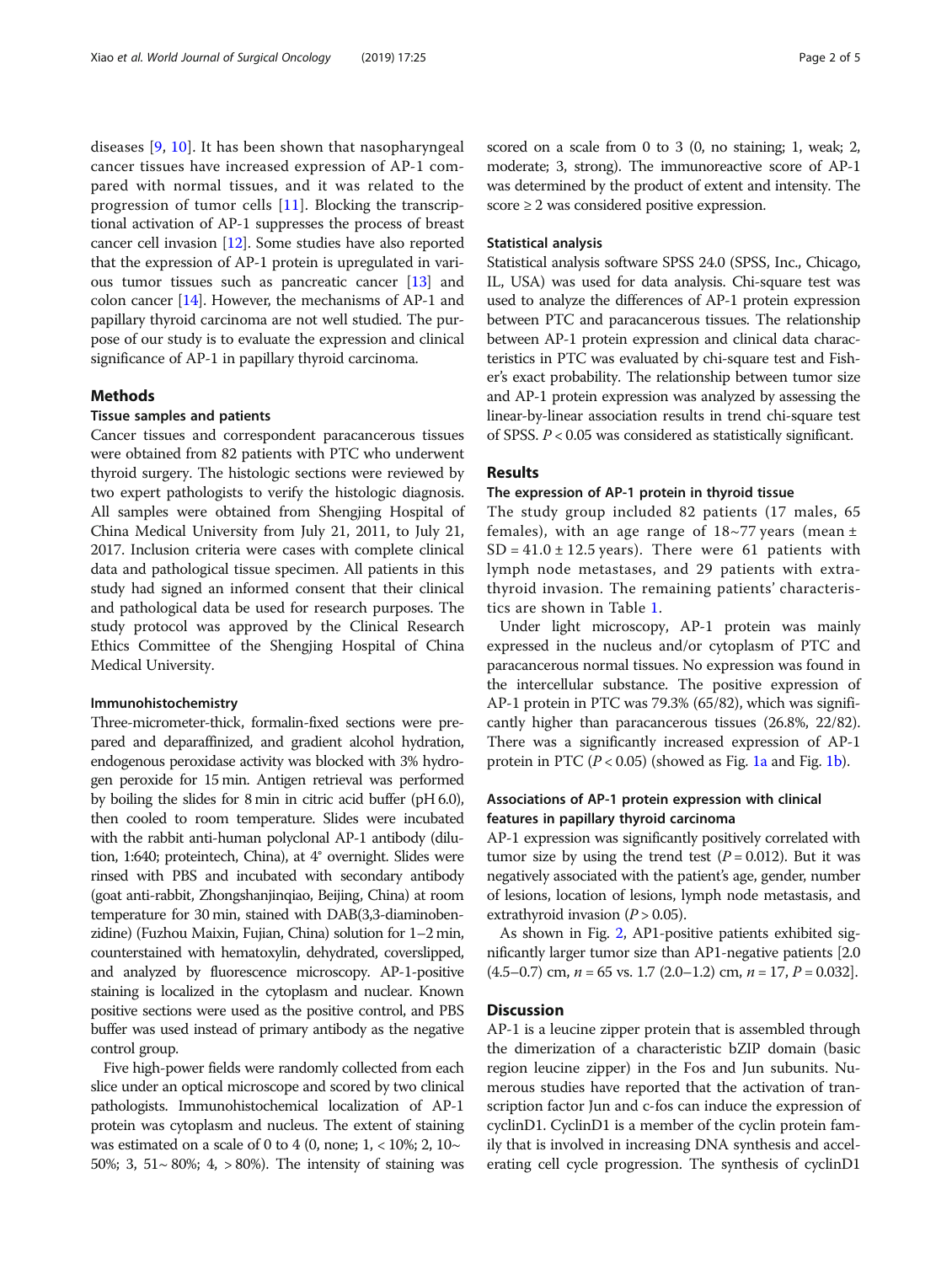diseases [9, 10]. It has been shown that nasopharyngeal cancer tissues have increased expression of AP-1 compared with normal tissues, and it was related to the progression of tumor cells [11]. Blocking the transcriptional activation of AP-1 suppresses the process of breast cancer cell invasion [12]. Some studies have also reported that the expression of AP-1 protein is upregulated in various tumor tissues such as pancreatic cancer [13] and colon cancer [14]. However, the mechanisms of AP-1 and papillary thyroid carcinoma are not well studied. The purpose of our study is to evaluate the expression and clinical significance of AP-1 in papillary thyroid carcinoma.

## Methods

### Tissue samples and patients

Cancer tissues and correspondent paracancerous tissues were obtained from 82 patients with PTC who underwent thyroid surgery. The histologic sections were reviewed by two expert pathologists to verify the histologic diagnosis. All samples were obtained from Shengjing Hospital of China Medical University from July 21, 2011, to July 21, 2017. Inclusion criteria were cases with complete clinical data and pathological tissue specimen. All patients in this study had signed an informed consent that their clinical and pathological data be used for research purposes. The study protocol was approved by the Clinical Research Ethics Committee of the Shengjing Hospital of China Medical University.

### Immunohistochemistry

Three-micrometer-thick, formalin-fixed sections were prepared and deparaffinized, and gradient alcohol hydration, endogenous peroxidase activity was blocked with 3% hydrogen peroxide for 15 min. Antigen retrieval was performed by boiling the slides for 8 min in citric acid buffer (pH 6.0), then cooled to room temperature. Slides were incubated with the rabbit anti-human polyclonal AP-1 antibody (dilution, 1:640; proteintech, China), at 4° overnight. Slides were rinsed with PBS and incubated with secondary antibody (goat anti-rabbit, Zhongshanjinqiao, Beijing, China) at room temperature for 30 min, stained with DAB(3,3-diaminobenzidine) (Fuzhou Maixin, Fujian, China) solution for 1–2 min, counterstained with hematoxylin, dehydrated, coverslipped, and analyzed by fluorescence microscopy. AP-1-positive staining is localized in the cytoplasm and nuclear. Known positive sections were used as the positive control, and PBS buffer was used instead of primary antibody as the negative control group.

Five high-power fields were randomly collected from each slice under an optical microscope and scored by two clinical pathologists. Immunohistochemical localization of AP-1 protein was cytoplasm and nucleus. The extent of staining was estimated on a scale of 0 to 4 (0, none; 1, < 10%; 2, 10~ 50%; 3, 51~ 80%; 4, > 80%). The intensity of staining was scored on a scale from 0 to 3 (0, no staining; 1, weak; 2, moderate; 3, strong). The immunoreactive score of AP-1 was determined by the product of extent and intensity. The score ≥ 2 was considered positive expression.

### Statistical analysis

Statistical analysis software SPSS 24.0 (SPSS, Inc., Chicago, IL, USA) was used for data analysis. Chi-square test was used to analyze the differences of AP-1 protein expression between PTC and paracancerous tissues. The relationship between AP-1 protein expression and clinical data characteristics in PTC was evaluated by chi-square test and Fisher's exact probability. The relationship between tumor size and AP-1 protein expression was analyzed by assessing the linear-by-linear association results in trend chi-square test of SPSS. $P < 0.05$ was considered as statistically significant.

## Results

### The expression of AP-1 protein in thyroid tissue

The study group included 82 patients (17 males, 65 females), with an age range of 18~77 years (mean ± SD = 41.0 ± 12.5 years). There were 61 patients with lymph node metastases, and 29 patients with extrathyroid invasion. The remaining patients' characteristics are shown in Table 1.

Under light microscopy, AP-1 protein was mainly expressed in the nucleus and/or cytoplasm of PTC and paracancerous normal tissues. No expression was found in the intercellular substance. The positive expression of AP-1 protein in PTC was 79.3% (65/82), which was significantly higher than paracancerous tissues (26.8%, 22/82). There was a significantly increased expression of AP-1 protein in PTC ($P < 0.05$) (showed as Fig. 1a and Fig. 1b).

### Associations of AP-1 protein expression with clinical features in papillary thyroid carcinoma

AP-1 expression was significantly positively correlated with tumor size by using the trend test ($P = 0.012$). But it was negatively associated with the patient's age, gender, number of lesions, location of lesions, lymph node metastasis, and extrathyroid invasion ($P > 0.05$).

As shown in Fig. 2, AP1-positive patients exhibited significantly larger tumor size than AP1-negative patients [2.0 (4.5–0.7) cm, $n = 65$ vs. 1.7 (2.0–1.2) cm, $n = 17$, $P = 0.032$].

## Discussion

AP-1 is a leucine zipper protein that is assembled through the dimerization of a characteristic bZIP domain (basic region leucine zipper) in the Fos and Jun subunits. Numerous studies have reported that the activation of transcription factor Jun and c-fos can induce the expression of cyclinD1. CyclinD1 is a member of the cyclin protein family that is involved in increasing DNA synthesis and accelerating cell cycle progression. The synthesis of cyclinD1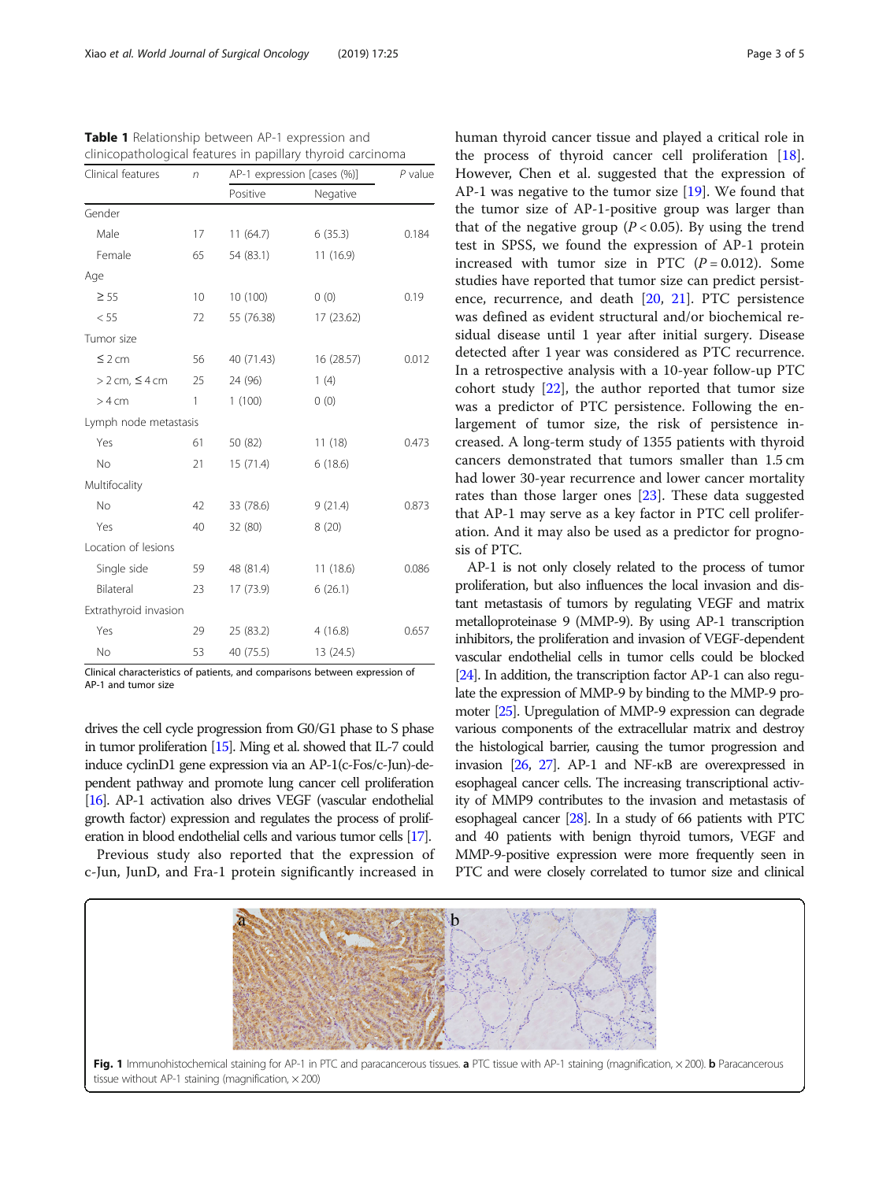**Table 1** Relationship between AP-1 expression and clinicopathological features in papillary thyroid carcinoma

| Clinical features | *n* | AP-1 expression [cases (%)] | | *P* value |
|---|---|---|---|---|
| | | Positive | Negative | |
| Gender | | | | |
| Male | 17 | 11 (64.7) | 6 (35.3) | 0.184 |
| Female | 65 | 54 (83.1) | 11 (16.9) | |
| Age | | | | |
| ≥ 55 | 10 | 10 (100) | 0 (0) | 0.19 |
| < 55 | 72 | 55 (76.38) | 17 (23.62) | |
| Tumor size | | | | |
| ≤ 2 cm | 56 | 40 (71.43) | 16 (28.57) | 0.012 |
| > 2 cm, ≤ 4 cm | 25 | 24 (96) | 1 (4) | |
| > 4 cm | 1 | 1 (100) | 0 (0) | |
| Lymph node metastasis | | | | |
| Yes | 61 | 50 (82) | 11 (18) | 0.473 |
| No | 21 | 15 (71.4) | 6 (18.6) | |
| Multifocality | | | | |
| No | 42 | 33 (78.6) | 9 (21.4) | 0.873 |
| Yes | 40 | 32 (80) | 8 (20) | |
| Location of lesions | | | | |
| Single side | 59 | 48 (81.4) | 11 (18.6) | 0.086 |
| Bilateral | 23 | 17 (73.9) | 6 (26.1) | |
| Extrathyroid invasion | | | | |
| Yes | 29 | 25 (83.2) | 4 (16.8) | 0.657 |
| No | 53 | 40 (75.5) | 13 (24.5) | |

Clinical characteristics of patients, and comparisons between expression of AP-1 and tumor size

drives the cell cycle progression from G0/G1 phase to S phase in tumor proliferation [15]. Ming et al. showed that IL-7 could induce cyclinD1 gene expression via an AP-1(c-Fos/c-Jun)-dependent pathway and promote lung cancer cell proliferation [16]. AP-1 activation also drives VEGF (vascular endothelial growth factor) expression and regulates the process of proliferation in blood endothelial cells and various tumor cells [17].

Previous study also reported that the expression of c-Jun, JunD, and Fra-1 protein significantly increased in human thyroid cancer tissue and played a critical role in the process of thyroid cancer cell proliferation [18]. However, Chen et al. suggested that the expression of AP-1 was negative to the tumor size [19]. We found that the tumor size of AP-1-positive group was larger than that of the negative group ($P < 0.05$). By using the trend test in SPSS, we found the expression of AP-1 protein increased with tumor size in PTC ($P = 0.012$). Some studies have reported that tumor size can predict persistence, recurrence, and death [20, 21]. PTC persistence was defined as evident structural and/or biochemical residual disease until 1 year after initial surgery. Disease detected after 1 year was considered as PTC recurrence. In a retrospective analysis with a 10-year follow-up PTC cohort study [22], the author reported that tumor size was a predictor of PTC persistence. Following the enlargement of tumor size, the risk of persistence increased. A long-term study of 1355 patients with thyroid cancers demonstrated that tumors smaller than 1.5 cm had lower 30-year recurrence and lower cancer mortality rates than those larger ones [23]. These data suggested that AP-1 may serve as a key factor in PTC cell proliferation. And it may also be used as a predictor for prognosis of PTC.

AP-1 is not only closely related to the process of tumor proliferation, but also influences the local invasion and distant metastasis of tumors by regulating VEGF and matrix metalloproteinase 9 (MMP-9). By using AP-1 transcription inhibitors, the proliferation and invasion of VEGF-dependent vascular endothelial cells in tumor cells could be blocked [24]. In addition, the transcription factor AP-1 can also regulate the expression of MMP-9 by binding to the MMP-9 promoter [25]. Upregulation of MMP-9 expression can degrade various components of the extracellular matrix and destroy the histological barrier, causing the tumor progression and invasion [26, 27]. AP-1 and NF-κB are overexpressed in esophageal cancer cells. The increasing transcriptional activity of MMP9 contributes to the invasion and metastasis of esophageal cancer [28]. In a study of 66 patients with PTC and 40 patients with benign thyroid tumors, VEGF and MMP-9-positive expression were more frequently seen in PTC and were closely correlated to tumor size and clinical

**Fig. 1** Immunohistochemical staining for AP-1 in PTC and paracancerous tissues. **a** PTC tissue with AP-1 staining (magnification, × 200). **b** Paracancerous tissue without AP-1 staining (magnification, × 200)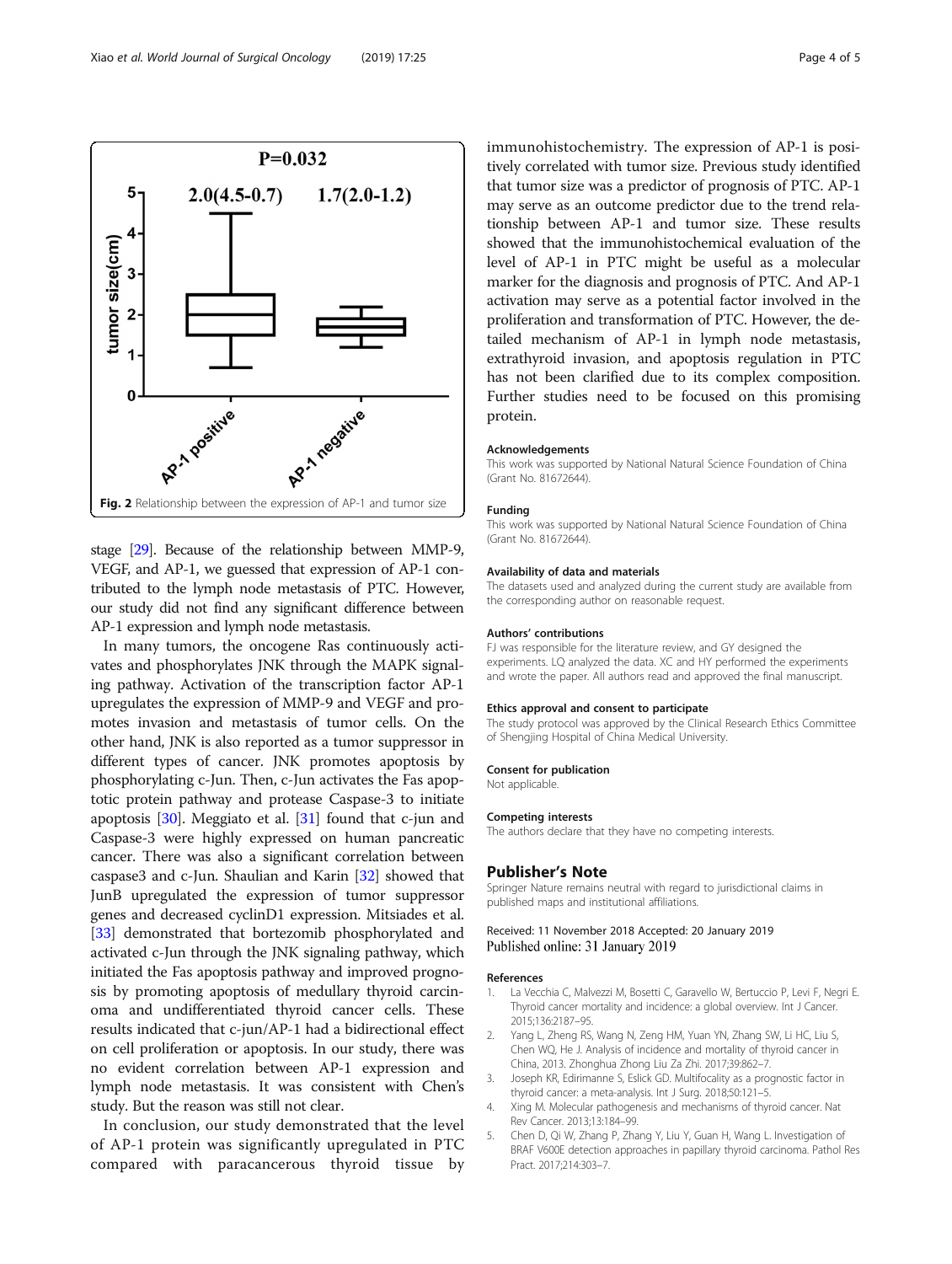Fig. 2 Relationship between the expression of AP-1 and tumor size

stage [29]. Because of the relationship between MMP-9, VEGF, and AP-1, we guessed that expression of AP-1 contributed to the lymph node metastasis of PTC. However, our study did not find any significant difference between AP-1 expression and lymph node metastasis.

In many tumors, the oncogene Ras continuously activates and phosphorylates JNK through the MAPK signaling pathway. Activation of the transcription factor AP-1 upregulates the expression of MMP-9 and VEGF and promotes invasion and metastasis of tumor cells. On the other hand, JNK is also reported as a tumor suppressor in different types of cancer. JNK promotes apoptosis by phosphorylating c-Jun. Then, c-Jun activates the Fas apoptotic protein pathway and protease Caspase-3 to initiate apoptosis [30]. Meggiato et al. [31] found that c-jun and Caspase-3 were highly expressed on human pancreatic cancer. There was also a significant correlation between caspase3 and c-Jun. Shaulian and Karin [32] showed that JunB upregulated the expression of tumor suppressor genes and decreased cyclinD1 expression. Mitsiades et al. [33] demonstrated that bortezomib phosphorylated and activated c-Jun through the JNK signaling pathway, which initiated the Fas apoptosis pathway and improved prognosis by promoting apoptosis of medullary thyroid carcinoma and undifferentiated thyroid cancer cells. These results indicated that c-jun/AP-1 had a bidirectional effect on cell proliferation or apoptosis. In our study, there was no evident correlation between AP-1 expression and lymph node metastasis. It was consistent with Chen's study. But the reason was still not clear.

In conclusion, our study demonstrated that the level of AP-1 protein was significantly upregulated in PTC compared with paracancerous thyroid tissue by immunohistochemistry. The expression of AP-1 is positively correlated with tumor size. Previous study identified that tumor size was a predictor of prognosis of PTC. AP-1 may serve as an outcome predictor due to the trend relationship between AP-1 and tumor size. These results showed that the immunohistochemical evaluation of the level of AP-1 in PTC might be useful as a molecular marker for the diagnosis and prognosis of PTC. And AP-1 activation may serve as a potential factor involved in the proliferation and transformation of PTC. However, the detailed mechanism of AP-1 in lymph node metastasis, extrathyroid invasion, and apoptosis regulation in PTC has not been clarified due to its complex composition. Further studies need to be focused on this promising protein.

### Acknowledgements
This work was supported by National Natural Science Foundation of China (Grant No. 81672644).

### Funding
This work was supported by National Natural Science Foundation of China (Grant No. 81672644).

### Availability of data and materials
The datasets used and analyzed during the current study are available from the corresponding author on reasonable request.

### Authors' contributions
FJ was responsible for the literature review, and GY designed the experiments. LQ analyzed the data. XC and HY performed the experiments and wrote the paper. All authors read and approved the final manuscript.

### Ethics approval and consent to participate
The study protocol was approved by the Clinical Research Ethics Committee of Shengjing Hospital of China Medical University.

### Consent for publication
Not applicable.

### Competing interests
The authors declare that they have no competing interests.

## Publisher's Note
Springer Nature remains neutral with regard to jurisdictional claims in published maps and institutional affiliations.

Received: 11 November 2018 Accepted: 20 January 2019
Published online: 31 January 2019

### References
1. La Vecchia C, Malvezzi M, Bosetti C, Garavello W, Bertuccio P, Levi F, Negri E. Thyroid cancer mortality and incidence: a global overview. Int J Cancer. 2015;136:2187–95.
2. Yang L, Zheng RS, Wang N, Zeng HM, Yuan YN, Zhang SW, Li HC, Liu S, Chen WQ, He J. Analysis of incidence and mortality of thyroid cancer in China, 2013. Zhonghua Zhong Liu Za Zhi. 2017;39:862–7.
3. Joseph KR, Edirimanne S, Eslick GD. Multifocality as a prognostic factor in thyroid cancer: a meta-analysis. Int J Surg. 2018;50:121–5.
4. Xing M. Molecular pathogenesis and mechanisms of thyroid cancer. Nat Rev Cancer. 2013;13:184–99.
5. Chen D, Qi W, Zhang P, Zhang Y, Liu Y, Guan H, Wang L. Investigation of BRAF V600E detection approaches in papillary thyroid carcinoma. Pathol Res Pract. 2017;214:303–7.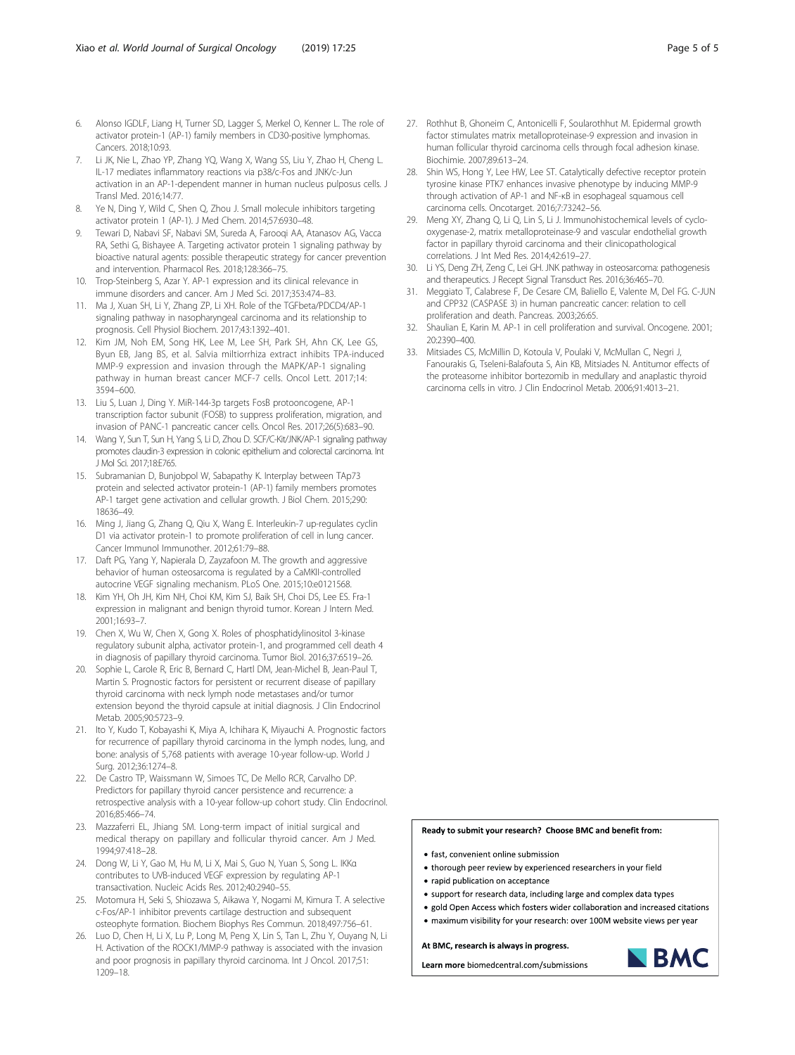6. Alonso IGDLF, Liang H, Turner SD, Lagger S, Merkel O, Kenner L. The role of activator protein-1 (AP-1) family members in CD30-positive lymphomas. Cancers. 2018;10:93.
7. Li JK, Nie L, Zhao YP, Zhang YQ, Wang X, Wang SS, Liu Y, Zhao H, Cheng L. IL-17 mediates inflammatory reactions via p38/c-Fos and JNK/c-Jun activation in an AP-1-dependent manner in human nucleus pulposus cells. J Transl Med. 2016;14:77.
8. Ye N, Ding Y, Wild C, Shen Q, Zhou J. Small molecule inhibitors targeting activator protein 1 (AP-1). J Med Chem. 2014;57:6930–48.
9. Tewari D, Nabavi SF, Nabavi SM, Sureda A, Farooqi AA, Atanasov AG, Vacca RA, Sethi G, Bishayee A. Targeting activator protein 1 signaling pathway by bioactive natural agents: possible therapeutic strategy for cancer prevention and intervention. Pharmacol Res. 2018;128:366–75.
10. Trop-Steinberg S, Azar Y. AP-1 expression and its clinical relevance in immune disorders and cancer. Am J Med Sci. 2017;353:474–83.
11. Ma J, Xuan SH, Li Y, Zhang ZP, Li XH. Role of the TGFbeta/PDCD4/AP-1 signaling pathway in nasopharyngeal carcinoma and its relationship to prognosis. Cell Physiol Biochem. 2017;43:1392–401.
12. Kim JM, Noh EM, Song HK, Lee M, Lee SH, Park SH, Ahn CK, Lee GS, Byun EB, Jang BS, et al. Salvia miltiorrhiza extract inhibits TPA-induced MMP-9 expression and invasion through the MAPK/AP-1 signaling pathway in human breast cancer MCF-7 cells. Oncol Lett. 2017;14: 3594–600.
13. Liu S, Luan J, Ding Y. MiR-144-3p targets FosB protooncogene, AP-1 transcription factor subunit (FOSB) to suppress proliferation, migration, and invasion of PANC-1 pancreatic cancer cells. Oncol Res. 2017;26(5):683–90.
14. Wang Y, Sun T, Sun H, Yang S, Li D, Zhou D. SCF/C-Kit/JNK/AP-1 signaling pathway promotes claudin-3 expression in colonic epithelium and colorectal carcinoma. Int J Mol Sci. 2017;18:E765.
15. Subramanian D, Bunjobpol W, Sabapathy K. Interplay between TAp73 protein and selected activator protein-1 (AP-1) family members promotes AP-1 target gene activation and cellular growth. J Biol Chem. 2015;290: 18636–49.
16. Ming J, Jiang G, Zhang Q, Qiu X, Wang E. Interleukin-7 up-regulates cyclin D1 via activator protein-1 to promote proliferation of cell in lung cancer. Cancer Immunol Immunother. 2012;61:79–88.
17. Daft PG, Yang Y, Napierala D, Zayzafoon M. The growth and aggressive behavior of human osteosarcoma is regulated by a CaMKII-controlled autocrine VEGF signaling mechanism. PLoS One. 2015;10:e0121568.
18. Kim YH, Oh JH, Kim NH, Choi KM, Kim SJ, Baik SH, Choi DS, Lee ES. Fra-1 expression in malignant and benign thyroid tumor. Korean J Intern Med. 2001;16:93–7.
19. Chen X, Wu W, Chen X, Gong X. Roles of phosphatidylinositol 3-kinase regulatory subunit alpha, activator protein-1, and programmed cell death 4 in diagnosis of papillary thyroid carcinoma. Tumor Biol. 2016;37:6519–26.
20. Sophie L, Carole R, Eric B, Bernard C, Hartl DM, Jean-Michel B, Jean-Paul T, Martin S. Prognostic factors for persistent or recurrent disease of papillary thyroid carcinoma with neck lymph node metastases and/or tumor extension beyond the thyroid capsule at initial diagnosis. J Clin Endocrinol Metab. 2005;90:5723–9.
21. Ito Y, Kudo T, Kobayashi K, Miya A, Ichihara K, Miyauchi A. Prognostic factors for recurrence of papillary thyroid carcinoma in the lymph nodes, lung, and bone: analysis of 5,768 patients with average 10-year follow-up. World J Surg. 2012;36:1274–8.
22. De Castro TP, Waissmann W, Simoes TC, De Mello RCR, Carvalho DP. Predictors for papillary thyroid cancer persistence and recurrence: a retrospective analysis with a 10-year follow-up cohort study. Clin Endocrinol. 2016;85:466–74.
23. Mazzaferri EL, Jhiang SM. Long-term impact of initial surgical and medical therapy on papillary and follicular thyroid cancer. Am J Med. 1994;97:418–28.
24. Dong W, Li Y, Gao M, Hu M, Li X, Mai S, Guo N, Yuan S, Song L. IKKα contributes to UVB-induced VEGF expression by regulating AP-1 transactivation. Nucleic Acids Res. 2012;40:2940–55.
25. Motomura H, Seki S, Shiozawa S, Aikawa Y, Nogami M, Kimura T. A selective c-Fos/AP-1 inhibitor prevents cartilage destruction and subsequent osteophyte formation. Biochem Biophys Res Commun. 2018;497:756–61.
26. Luo D, Chen H, Li X, Lu P, Long M, Peng X, Lin S, Tan L, Zhu Y, Ouyang N, Li H. Activation of the ROCK1/MMP-9 pathway is associated with the invasion and poor prognosis in papillary thyroid carcinoma. Int J Oncol. 2017;51: 1209–18.
27. Rothhut B, Ghoneim C, Antonicelli F, Soularothhut M. Epidermal growth factor stimulates matrix metalloproteinase-9 expression and invasion in human follicular thyroid carcinoma cells through focal adhesion kinase. Biochimie. 2007;89:613–24.
28. Shin WS, Hong Y, Lee HW, Lee ST. Catalytically defective receptor protein tyrosine kinase PTK7 enhances invasive phenotype by inducing MMP-9 through activation of AP-1 and NF-κB in esophageal squamous cell carcinoma cells. Oncotarget. 2016;7:73242–56.
29. Meng XY, Zhang Q, Li Q, Lin S, Li J. Immunohistochemical levels of cyclo-oxygenase-2, matrix metalloproteinase-9 and vascular endothelial growth factor in papillary thyroid carcinoma and their clinicopathological correlations. J Int Med Res. 2014;42:619–27.
30. Li YS, Deng ZH, Zeng C, Lei GH. JNK pathway in osteosarcoma: pathogenesis and therapeutics. J Recept Signal Transduct Res. 2016;36:465–70.
31. Meggiato T, Calabrese F, De Cesare CM, Baliello E, Valente M, Del FG. C-JUN and CPP32 (CASPASE 3) in human pancreatic cancer: relation to cell proliferation and death. Pancreas. 2003;26:65.
32. Shaulian E, Karin M. AP-1 in cell proliferation and survival. Oncogene. 2001; 20:2390–400.
33. Mitsiades CS, McMillin D, Kotoula V, Poulaki V, McMullan C, Negri J, Fanourakis G, Tseleni-Balafouta S, Ain KB, Mitsiades N. Antitumor effects of the proteasome inhibitor bortezomib in medullary and anaplastic thyroid carcinoma cells in vitro. J Clin Endocrinol Metab. 2006;91:4013–21.

**Ready to submit your research? Choose BMC and benefit from:**

- fast, convenient online submission
- thorough peer review by experienced researchers in your field
- rapid publication on acceptance
- support for research data, including large and complex data types
- gold Open Access which fosters wider collaboration and increased citations
- maximum visibility for your research: over 100M website views per year

**At BMC, research is always in progress.**

**Learn more** biomedcentral.com/submissions

BMC